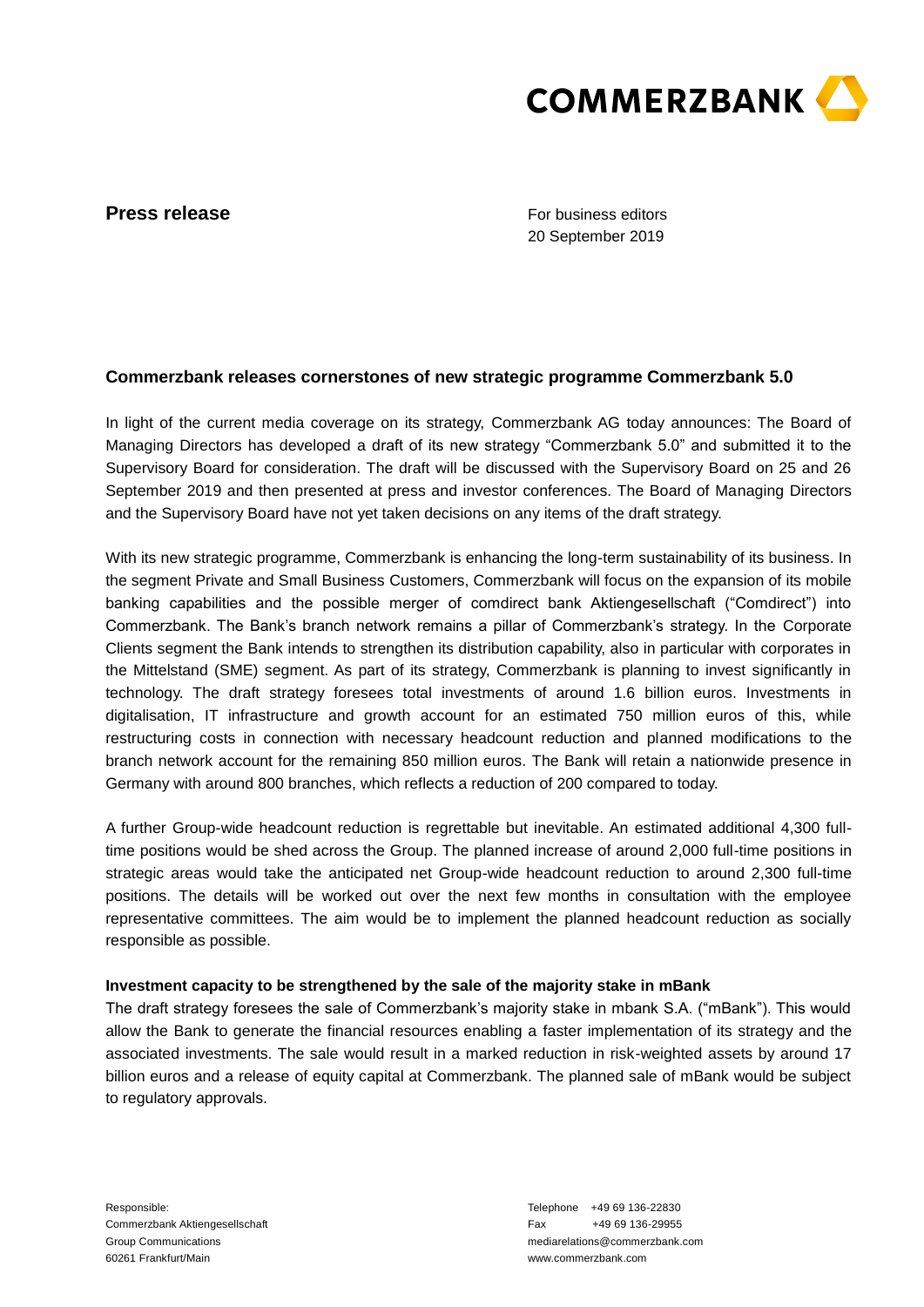COMMERZBANK

**Press release**

For business editors
20 September 2019

## Commerzbank releases cornerstones of new strategic programme Commerzbank 5.0

In light of the current media coverage on its strategy, Commerzbank AG today announces: The Board of Managing Directors has developed a draft of its new strategy "Commerzbank 5.0" and submitted it to the Supervisory Board for consideration. The draft will be discussed with the Supervisory Board on 25 and 26 September 2019 and then presented at press and investor conferences. The Board of Managing Directors and the Supervisory Board have not yet taken decisions on any items of the draft strategy.

With its new strategic programme, Commerzbank is enhancing the long-term sustainability of its business. In the segment Private and Small Business Customers, Commerzbank will focus on the expansion of its mobile banking capabilities and the possible merger of comdirect bank Aktiengesellschaft ("Comdirect") into Commerzbank. The Bank's branch network remains a pillar of Commerzbank's strategy. In the Corporate Clients segment the Bank intends to strengthen its distribution capability, also in particular with corporates in the Mittelstand (SME) segment. As part of its strategy, Commerzbank is planning to invest significantly in technology. The draft strategy foresees total investments of around 1.6 billion euros. Investments in digitalisation, IT infrastructure and growth account for an estimated 750 million euros of this, while restructuring costs in connection with necessary headcount reduction and planned modifications to the branch network account for the remaining 850 million euros. The Bank will retain a nationwide presence in Germany with around 800 branches, which reflects a reduction of 200 compared to today.

A further Group-wide headcount reduction is regrettable but inevitable. An estimated additional 4,300 full-time positions would be shed across the Group. The planned increase of around 2,000 full-time positions in strategic areas would take the anticipated net Group-wide headcount reduction to around 2,300 full-time positions. The details will be worked out over the next few months in consultation with the employee representative committees. The aim would be to implement the planned headcount reduction as socially responsible as possible.

### Investment capacity to be strengthened by the sale of the majority stake in mBank

The draft strategy foresees the sale of Commerzbank's majority stake in mbank S.A. ("mBank"). This would allow the Bank to generate the financial resources enabling a faster implementation of its strategy and the associated investments. The sale would result in a marked reduction in risk-weighted assets by around 17 billion euros and a release of equity capital at Commerzbank. The planned sale of mBank would be subject to regulatory approvals.

Responsible:
Commerzbank Aktiengesellschaft
Group Communications
60261 Frankfurt/Main

Telephone +49 69 136-22830
Fax +49 69 136-29955
mediarelations@commerzbank.com
www.commerzbank.com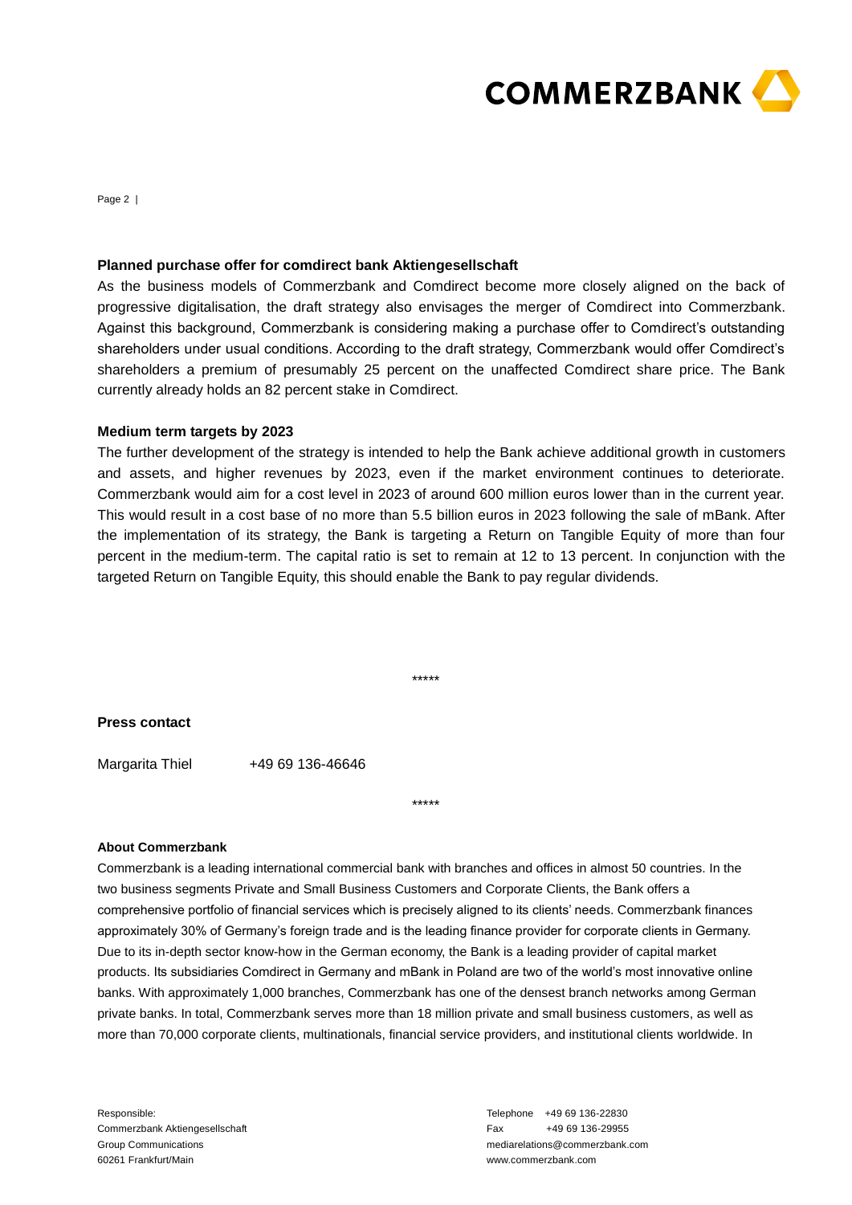**Planned purchase offer for comdirect bank Aktiengesellschaft**

As the business models of Commerzbank and Comdirect become more closely aligned on the back of progressive digitalisation, the draft strategy also envisages the merger of Comdirect into Commerzbank. Against this background, Commerzbank is considering making a purchase offer to Comdirect's outstanding shareholders under usual conditions. According to the draft strategy, Commerzbank would offer Comdirect's shareholders a premium of presumably 25 percent on the unaffected Comdirect share price. The Bank currently already holds an 82 percent stake in Comdirect.

**Medium term targets by 2023**

The further development of the strategy is intended to help the Bank achieve additional growth in customers and assets, and higher revenues by 2023, even if the market environment continues to deteriorate. Commerzbank would aim for a cost level in 2023 of around 600 million euros lower than in the current year. This would result in a cost base of no more than 5.5 billion euros in 2023 following the sale of mBank. After the implementation of its strategy, the Bank is targeting a Return on Tangible Equity of more than four percent in the medium-term. The capital ratio is set to remain at 12 to 13 percent. In conjunction with the targeted Return on Tangible Equity, this should enable the Bank to pay regular dividends.

*****

**Press contact**

Margarita Thiel +49 69 136-46646

*****

**About Commerzbank**

Commerzbank is a leading international commercial bank with branches and offices in almost 50 countries. In the two business segments Private and Small Business Customers and Corporate Clients, the Bank offers a comprehensive portfolio of financial services which is precisely aligned to its clients' needs. Commerzbank finances approximately 30% of Germany's foreign trade and is the leading finance provider for corporate clients in Germany. Due to its in-depth sector know-how in the German economy, the Bank is a leading provider of capital market products. Its subsidiaries Comdirect in Germany and mBank in Poland are two of the world's most innovative online banks. With approximately 1,000 branches, Commerzbank has one of the densest branch networks among German private banks. In total, Commerzbank serves more than 18 million private and small business customers, as well as more than 70,000 corporate clients, multinationals, financial service providers, and institutional clients worldwide. In

Responsible:
Commerzbank Aktiengesellschaft
Group Communications
60261 Frankfurt/Main

Telephone +49 69 136-22830
Fax +49 69 136-29955
mediarelations@commerzbank.com
www.commerzbank.com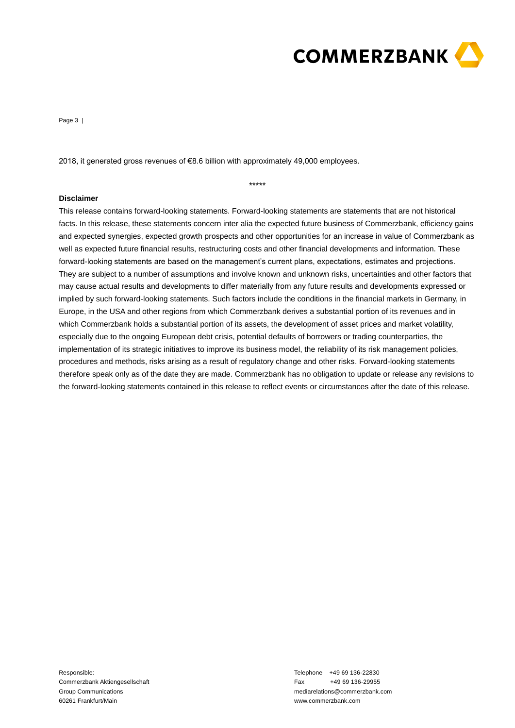2018, it generated gross revenues of €8.6 billion with approximately 49,000 employees.

*****

**Disclaimer**

This release contains forward-looking statements. Forward-looking statements are statements that are not historical facts. In this release, these statements concern inter alia the expected future business of Commerzbank, efficiency gains and expected synergies, expected growth prospects and other opportunities for an increase in value of Commerzbank as well as expected future financial results, restructuring costs and other financial developments and information. These forward-looking statements are based on the management's current plans, expectations, estimates and projections. They are subject to a number of assumptions and involve known and unknown risks, uncertainties and other factors that may cause actual results and developments to differ materially from any future results and developments expressed or implied by such forward-looking statements. Such factors include the conditions in the financial markets in Germany, in Europe, in the USA and other regions from which Commerzbank derives a substantial portion of its revenues and in which Commerzbank holds a substantial portion of its assets, the development of asset prices and market volatility, especially due to the ongoing European debt crisis, potential defaults of borrowers or trading counterparties, the implementation of its strategic initiatives to improve its business model, the reliability of its risk management policies, procedures and methods, risks arising as a result of regulatory change and other risks. Forward-looking statements therefore speak only as of the date they are made. Commerzbank has no obligation to update or release any revisions to the forward-looking statements contained in this release to reflect events or circumstances after the date of this release.

Responsible:
Commerzbank Aktiengesellschaft
Group Communications
60261 Frankfurt/Main

Telephone +49 69 136-22830
Fax +49 69 136-29955
mediarelations@commerzbank.com
www.commerzbank.com